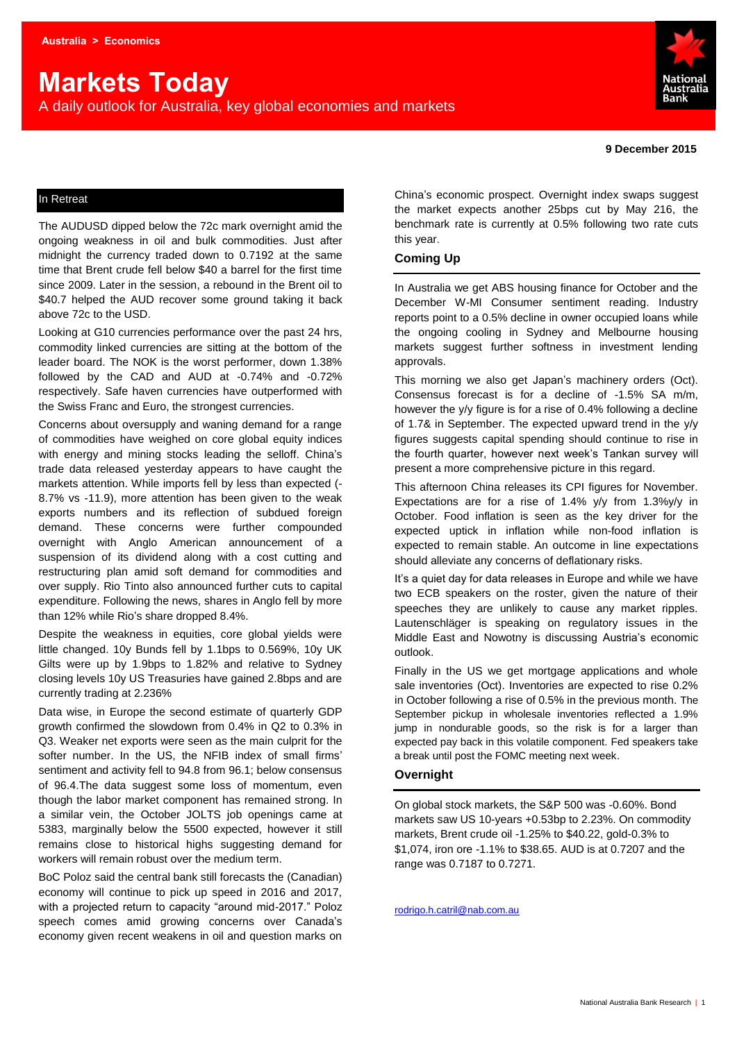Australia > Economics

# Markets Today

A daily outlook for Australia, key global economies and markets

**9 December 2015**

## In Retreat

The AUDUSD dipped below the 72c mark overnight amid the ongoing weakness in oil and bulk commodities. Just after midnight the currency traded down to 0.7192 at the same time that Brent crude fell below $40 a barrel for the first time since 2009. Later in the session, a rebound in the Brent oil to $40.7 helped the AUD recover some ground taking it back above 72c to the USD.

Looking at G10 currencies performance over the past 24 hrs, commodity linked currencies are sitting at the bottom of the leader board. The NOK is the worst performer, down 1.38% followed by the CAD and AUD at -0.74% and -0.72% respectively. Safe haven currencies have outperformed with the Swiss Franc and Euro, the strongest currencies.

Concerns about oversupply and waning demand for a range of commodities have weighed on core global equity indices with energy and mining stocks leading the selloff. China's trade data released yesterday appears to have caught the markets attention. While imports fell by less than expected (-8.7% vs -11.9), more attention has been given to the weak exports numbers and its reflection of subdued foreign demand. These concerns were further compounded overnight with Anglo American announcement of a suspension of its dividend along with a cost cutting and restructuring plan amid soft demand for commodities and over supply. Rio Tinto also announced further cuts to capital expenditure. Following the news, shares in Anglo fell by more than 12% while Rio's share dropped 8.4%.

Despite the weakness in equities, core global yields were little changed. 10y Bunds fell by 1.1bps to 0.569%, 10y UK Gilts were up by 1.9bps to 1.82% and relative to Sydney closing levels 10y US Treasuries have gained 2.8bps and are currently trading at 2.236%

Data wise, in Europe the second estimate of quarterly GDP growth confirmed the slowdown from 0.4% in Q2 to 0.3% in Q3. Weaker net exports were seen as the main culprit for the softer number. In the US, the NFIB index of small firms' sentiment and activity fell to 94.8 from 96.1; below consensus of 96.4.The data suggest some loss of momentum, even though the labor market component has remained strong. In a similar vein, the October JOLTS job openings came at 5383, marginally below the 5500 expected, however it still remains close to historical highs suggesting demand for workers will remain robust over the medium term.

BoC Poloz said the central bank still forecasts the (Canadian) economy will continue to pick up speed in 2016 and 2017, with a projected return to capacity "around mid-2017." Poloz speech comes amid growing concerns over Canada's economy given recent weakens in oil and question marks on China's economic prospect. Overnight index swaps suggest the market expects another 25bps cut by May 216, the benchmark rate is currently at 0.5% following two rate cuts this year.

## Coming Up

In Australia we get ABS housing finance for October and the December W-MI Consumer sentiment reading. Industry reports point to a 0.5% decline in owner occupied loans while the ongoing cooling in Sydney and Melbourne housing markets suggest further softness in investment lending approvals.

This morning we also get Japan's machinery orders (Oct). Consensus forecast is for a decline of -1.5% SA m/m, however the y/y figure is for a rise of 0.4% following a decline of 1.7& in September. The expected upward trend in the y/y figures suggests capital spending should continue to rise in the fourth quarter, however next week's Tankan survey will present a more comprehensive picture in this regard.

This afternoon China releases its CPI figures for November. Expectations are for a rise of 1.4% y/y from 1.3%y/y in October. Food inflation is seen as the key driver for the expected uptick in inflation while non-food inflation is expected to remain stable. An outcome in line expectations should alleviate any concerns of deflationary risks.

It's a quiet day for data releases in Europe and while we have two ECB speakers on the roster, given the nature of their speeches they are unlikely to cause any market ripples. Lautenschläger is speaking on regulatory issues in the Middle East and Nowotny is discussing Austria's economic outlook.

Finally in the US we get mortgage applications and whole sale inventories (Oct). Inventories are expected to rise 0.2% in October following a rise of 0.5% in the previous month. The September pickup in wholesale inventories reflected a 1.9% jump in nondurable goods, so the risk is for a larger than expected pay back in this volatile component. Fed speakers take a break until post the FOMC meeting next week.

## Overnight

On global stock markets, the S&P 500 was -0.60%. Bond markets saw US 10-years +0.53bp to 2.23%. On commodity markets, Brent crude oil -1.25% to $40.22, gold-0.3% to $1,074, iron ore -1.1% to $38.65. AUD is at 0.7207 and the range was 0.7187 to 0.7271.

rodrigo.h.catril@nab.com.au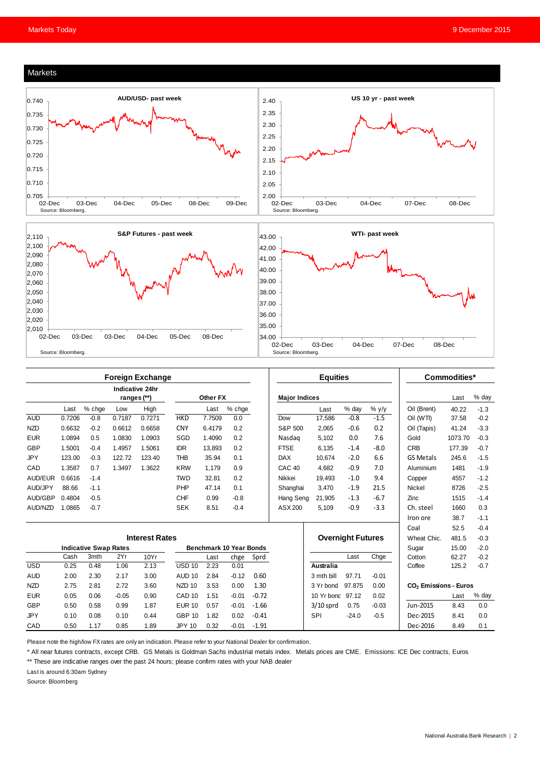## Markets

AUD/USD- past week

0.740
0.735
0.730
0.725
0.720
0.715
0.710
0.705
02-Dec 03-Dec 04-Dec 05-Dec 08-Dec 09-Dec
Source: Bloomberg.

US 10 yr - past week

2.40
2.35
2.30
2.25
2.20
2.15
2.10
2.05
2.00
02-Dec 03-Dec 04-Dec 07-Dec 08-Dec
Source: Bloomberg.

S&P Futures - past week

2,110
2,100
2,090
2,080
2,070
2,060
2,050
2,040
2,030
2,020
2,010
02-Dec 03-Dec 03-Dec 04-Dec 05-Dec 08-Dec
Source: Bloomberg.

WTI- past week

43.00
42.00
41.00
40.00
39.00
38.00
37.00
36.00
35.00
34.00
02-Dec 03-Dec 04-Dec 07-Dec 08-Dec
Source: Bloomberg.

### Foreign Exchange

| | Last | % chge | Indicative 24hr ranges (**) Low | High | Other FX | Last | % chge |
|---|---|---|---|---|---|---|---|
| AUD | 0.7206 | -0.8 | 0.7187 | 0.7271 | HKD | 7.7509 | 0.0 |
| NZD | 0.6632 | -0.2 | 0.6612 | 0.6658 | CNY | 6.4179 | 0.2 |
| EUR | 1.0894 | 0.5 | 1.0830 | 1.0903 | SGD | 1.4090 | 0.2 |
| GBP | 1.5001 | -0.4 | 1.4957 | 1.5061 | IDR | 13,893 | 0.2 |
| JPY | 123.00 | -0.3 | 122.72 | 123.40 | THB | 35.94 | 0.1 |
| CAD | 1.3587 | 0.7 | 1.3497 | 1.3622 | KRW | 1,179 | 0.9 |
| AUD/EUR | 0.6616 | -1.4 | | | TWD | 32.81 | 0.2 |
| AUD/JPY | 88.66 | -1.1 | | | PHP | 47.14 | 0.1 |
| AUD/GBP | 0.4804 | -0.5 | | | CHF | 0.99 | -0.8 |
| AUD/NZD | 1.0865 | -0.7 | | | SEK | 8.51 | -0.4 |

### Equities

| Major Indices | Last | % day | % y/y |
|---|---|---|---|
| Dow | 17,586 | -0.8 | -1.5 |
| S&P 500 | 2,065 | -0.6 | 0.2 |
| Nasdaq | 5,102 | 0.0 | 7.6 |
| FTSE | 6,135 | -1.4 | -8.0 |
| DAX | 10,674 | -2.0 | 6.6 |
| CAC 40 | 4,682 | -0.9 | 7.0 |
| Nikkei | 19,493 | -1.0 | 9.4 |
| Shanghai | 3,470 | -1.9 | 21.5 |
| Hang Seng | 21,905 | -1.3 | -6.7 |
| ASX 200 | 5,109 | -0.9 | -3.3 |

### Commodities*

| | Last | % day |
|---|---|---|
| Oil (Brent) | 40.22 | -1.3 |
| Oil (WTI) | 37.58 | -0.2 |
| Oil (Tapis) | 41.24 | -3.3 |
| Gold | 1073.70 | -0.3 |
| CRB | 177.39 | -0.7 |
| GS Metals | 245.6 | -1.5 |
| Aluminium | 1481 | -1.9 |
| Copper | 4557 | -1.2 |
| Nickel | 8726 | -2.5 |
| Zinc | 1515 | -1.4 |
| Ch. steel | 1660 | 0.3 |
| Iron ore | 38.7 | -1.1 |
| Coal | 52.5 | -0.4 |
| Wheat Chic. | 481.5 | -0.3 |
| Sugar | 15.00 | -2.0 |
| Cotton | 62.27 | -0.2 |
| Coffee | 125.2 | -0.7 |

### Interest Rates

| Indicative Swap Rates | Cash | 3mth | 2Yr | 10Yr | Benchmark 10 Year Bonds | Last | chge | Sprd |
|---|---|---|---|---|---|---|---|---|
| USD | 0.25 | 0.48 | 1.06 | 2.13 | USD 10 | 2.23 | 0.01 | |
| AUD | 2.00 | 2.30 | 2.17 | 3.00 | AUD 10 | 2.84 | -0.12 | 0.60 |
| NZD | 2.75 | 2.81 | 2.72 | 3.60 | NZD 10 | 3.53 | 0.00 | 1.30 |
| EUR | 0.05 | 0.06 | -0.05 | 0.90 | CAD 10 | 1.51 | -0.01 | -0.72 |
| GBP | 0.50 | 0.58 | 0.99 | 1.87 | EUR 10 | 0.57 | -0.01 | -1.66 |
| JPY | 0.10 | 0.08 | 0.10 | 0.44 | GBP 10 | 1.82 | 0.02 | -0.41 |
| CAD | 0.50 | 1.17 | 0.85 | 1.89 | JPY 10 | 0.32 | -0.01 | -1.91 |

### Overnight Futures

| | Last | Chge |
|---|---|---|
| **Australia** | | |
| 3 mth bill | 97.71 | -0.01 |
| 3 Yr bond | 97.875 | 0.00 |
| 10 Yr bond | 97.12 | 0.02 |
| 3/10 sprd | 0.75 | -0.03 |
| SPI | -24.0 | -0.5 |

### $CO_2$ Emissions - Euros

| | Last | % day |
|---|---|---|
| Jun-2015 | 8.43 | 0.0 |
| Dec-2015 | 8.41 | 0.0 |
| Dec-2016 | 8.49 | 0.1 |

Please note the high/low FX rates are only an indication. Please refer to your National Dealer for confirmation.

\* All near futures contracts, except CRB. GS Metals is Goldman Sachs industrial metals index. Metals prices are CME. Emissions: ICE Dec contracts, Euros

** These are indicative ranges over the past 24 hours; please confirm rates with your NAB dealer

Last is around 6:30am Sydney

Source: Bloomberg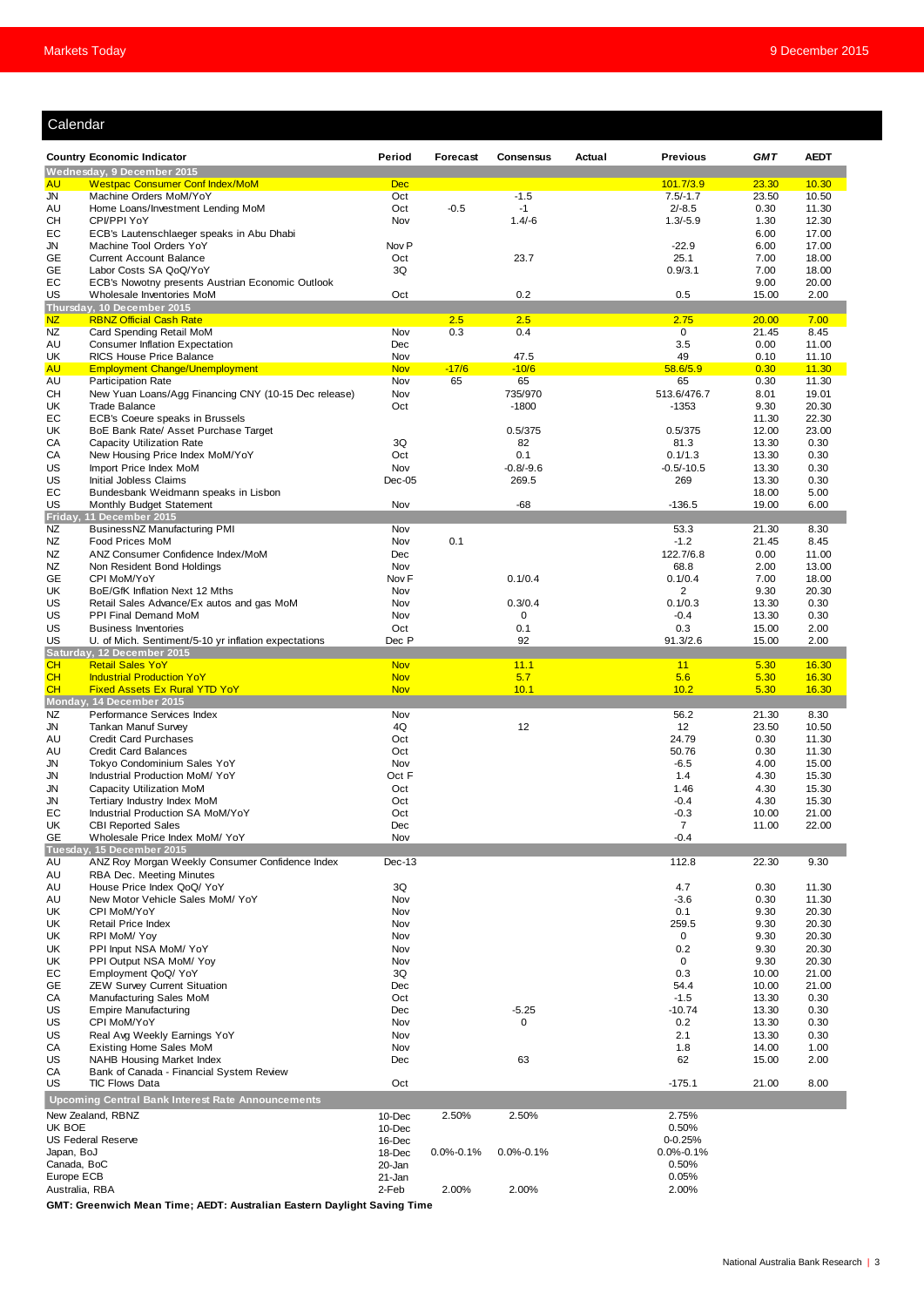## Calendar

| Country | Economic Indicator | Period | Forecast | Consensus | Actual | Previous | GMT | AEDT |
|---|---|---|---|---|---|---|---|---|
| **Wednesday, 9 December 2015** | | | | | | | | |
| AU | Westpac Consumer Conf Index/MoM | Dec | | | | 101.7/3.9 | 23.30 | 10.30 |
| JN | Machine Orders MoM/YoY | Oct | | -1.5 | | 7.5/-1.7 | 23.50 | 10.50 |
| AU | Home Loans/Investment Lending MoM | Oct | -0.5 | -1 | | 2/-8.5 | 0.30 | 11.30 |
| CH | CPI/PPI YoY | Nov | | 1.4/-6 | | 1.3/-5.9 | 1.30 | 12.30 |
| EC | ECB's Lautenschlaeger speaks in Abu Dhabi | | | | | | 6.00 | 17.00 |
| JN | Machine Tool Orders YoY | Nov P | | | | -22.9 | 6.00 | 17.00 |
| GE | Current Account Balance | Oct | | 23.7 | | 25.1 | 7.00 | 18.00 |
| GE | Labor Costs SA QoQ/YoY | 3Q | | | | 0.9/3.1 | 7.00 | 18.00 |
| EC | ECB's Nowotny presents Austrian Economic Outlook | | | | | | 9.00 | 20.00 |
| US | Wholesale Inventories MoM | Oct | | 0.2 | | 0.5 | 15.00 | 2.00 |
| **Thursday, 10 December 2015** | | | | | | | | |
| NZ | RBNZ Official Cash Rate | | 2.5 | 2.5 | | 2.75 | 20.00 | 7.00 |
| NZ | Card Spending Retail MoM | Nov | 0.3 | 0.4 | | 0 | 21.45 | 8.45 |
| AU | Consumer Inflation Expectation | Dec | | | | 3.5 | 0.00 | 11.00 |
| UK | RICS House Price Balance | Nov | | 47.5 | | 49 | 0.10 | 11.10 |
| AU | Employment Change/Unemployment | Nov | -17/6 | -10/6 | | 58.6/5.9 | 0.30 | 11.30 |
| AU | Participation Rate | Nov | 65 | 65 | | 65 | 0.30 | 11.30 |
| CH | New Yuan Loans/Agg Financing CNY (10-15 Dec release) | Nov | | 735/970 | | 513.6/476.7 | 8.01 | 19.01 |
| UK | Trade Balance | Oct | | -1800 | | -1353 | 9.30 | 20.30 |
| EC | ECB's Coeure speaks in Brussels | | | | | | 11.30 | 22.30 |
| UK | BoE Bank Rate/ Asset Purchase Target | | | 0.5/375 | | 0.5/375 | 12.00 | 23.00 |
| CA | Capacity Utilization Rate | 3Q | | 82 | | 81.3 | 13.30 | 0.30 |
| CA | New Housing Price Index MoM/YoY | Oct | | 0.1 | | 0.1/1.3 | 13.30 | 0.30 |
| US | Import Price Index MoM | Nov | | -0.8/-9.6 | | -0.5/-10.5 | 13.30 | 0.30 |
| US | Initial Jobless Claims | Dec-05 | | 269.5 | | 269 | 13.30 | 0.30 |
| EC | Bundesbank Weidmann speaks in Lisbon | | | | | | 18.00 | 5.00 |
| US | Monthly Budget Statement | Nov | | -68 | | -136.5 | 19.00 | 6.00 |
| **Friday, 11 December 2015** | | | | | | | | |
| NZ | BusinessNZ Manufacturing PMI | Nov | | | | 53.3 | 21.30 | 8.30 |
| NZ | Food Prices MoM | Nov | 0.1 | | | -1.2 | 21.45 | 8.45 |
| NZ | ANZ Consumer Confidence Index/MoM | Dec | | | | 122.7/6.8 | 0.00 | 11.00 |
| NZ | Non Resident Bond Holdings | Nov | | | | 68.8 | 2.00 | 13.00 |
| GE | CPI MoM/YoY | Nov F | | 0.1/0.4 | | 0.1/0.4 | 7.00 | 18.00 |
| UK | BoE/GfK Inflation Next 12 Mths | Nov | | | | 2 | 9.30 | 20.30 |
| US | Retail Sales Advance/Ex autos and gas MoM | Nov | | 0.3/0.4 | | 0.1/0.3 | 13.30 | 0.30 |
| US | PPI Final Demand MoM | Nov | | 0 | | -0.4 | 13.30 | 0.30 |
| US | Business Inventories | Oct | | 0.1 | | 0.3 | 15.00 | 2.00 |
| US | U. of Mich. Sentiment/5-10 yr inflation expectations | Dec P | | 92 | | 91.3/2.6 | 15.00 | 2.00 |
| **Saturday, 12 December 2015** | | | | | | | | |
| CH | Retail Sales YoY | Nov | | 11.1 | | 11 | 5.30 | 16.30 |
| CH | Industrial Production YoY | Nov | | 5.7 | | 5.6 | 5.30 | 16.30 |
| CH | Fixed Assets Ex Rural YTD YoY | Nov | | 10.1 | | 10.2 | 5.30 | 16.30 |
| **Monday, 14 December 2015** | | | | | | | | |
| NZ | Performance Services Index | Nov | | | | 56.2 | 21.30 | 8.30 |
| JN | Tankan Manuf Survey | 4Q | | 12 | | 12 | 23.50 | 10.50 |
| AU | Credit Card Purchases | Oct | | | | 24.79 | 0.30 | 11.30 |
| AU | Credit Card Balances | Oct | | | | 50.76 | 0.30 | 11.30 |
| JN | Tokyo Condominium Sales YoY | Nov | | | | -6.5 | 4.00 | 15.00 |
| JN | Industrial Production MoM/ YoY | Oct F | | | | 1.4 | 4.30 | 15.30 |
| JN | Capacity Utilization MoM | Oct | | | | 1.46 | 4.30 | 15.30 |
| JN | Tertiary Industry Index MoM | Oct | | | | -0.4 | 4.30 | 15.30 |
| EC | Industrial Production SA MoM/YoY | Oct | | | | -0.3 | 10.00 | 21.00 |
| UK | CBI Reported Sales | Dec | | | | 7 | 11.00 | 22.00 |
| GE | Wholesale Price Index MoM/ YoY | Nov | | | | -0.4 | | |
| **Tuesday, 15 December 2015** | | | | | | | | |
| AU | ANZ Roy Morgan Weekly Consumer Confidence Index | Dec-13 | | | | 112.8 | 22.30 | 9.30 |
| AU | RBA Dec. Meeting Minutes | | | | | | | |
| AU | House Price Index QoQ/ YoY | 3Q | | | | 4.7 | 0.30 | 11.30 |
| AU | New Motor Vehicle Sales MoM/ YoY | Nov | | | | -3.6 | 0.30 | 11.30 |
| UK | CPI MoM/YoY | Nov | | | | 0.1 | 9.30 | 20.30 |
| UK | Retail Price Index | Nov | | | | 259.5 | 9.30 | 20.30 |
| UK | RPI MoM/ Yoy | Nov | | | | 0 | 9.30 | 20.30 |
| UK | PPI Input NSA MoM/ YoY | Nov | | | | 0.2 | 9.30 | 20.30 |
| UK | PPI Output NSA MoM/ Yoy | Nov | | | | 0 | 9.30 | 20.30 |
| EC | Employment QoQ/ YoY | 3Q | | | | 0.3 | 10.00 | 21.00 |
| GE | ZEW Survey Current Situation | Dec | | | | 54.4 | 10.00 | 21.00 |
| CA | Manufacturing Sales MoM | Oct | | | | -1.5 | 13.30 | 0.30 |
| US | Empire Manufacturing | Dec | | -5.25 | | -10.74 | 13.30 | 0.30 |
| US | CPI MoM/YoY | Nov | | 0 | | 0.2 | 13.30 | 0.30 |
| US | Real Avg Weekly Earnings YoY | Nov | | | | 2.1 | 13.30 | 0.30 |
| CA | Existing Home Sales MoM | Nov | | | | 1.8 | 14.00 | 1.00 |
| US | NAHB Housing Market Index | Dec | | 63 | | 62 | 15.00 | 2.00 |
| CA | Bank of Canada - Financial System Review | | | | | | | |
| US | TIC Flows Data | Oct | | | | -175.1 | 21.00 | 8.00 |

### Upcoming Central Bank Interest Rate Announcements

| Bank | Date | Forecast | Consensus | Previous |
|---|---|---|---|---|
| New Zealand, RBNZ | 10-Dec | 2.50% | 2.50% | 2.75% |
| UK BOE | 10-Dec | | | 0.50% |
| US Federal Reserve | 16-Dec | | | 0-0.25% |
| Japan, BoJ | 18-Dec | 0.0%-0.1% | 0.0%-0.1% | 0.0%-0.1% |
| Canada, BoC | 20-Jan | | | 0.50% |
| Europe ECB | 21-Jan | | | 0.05% |
| Australia, RBA | 2-Feb | 2.00% | 2.00% | 2.00% |

**GMT: Greenwich Mean Time; AEDT: Australian Eastern Daylight Saving Time**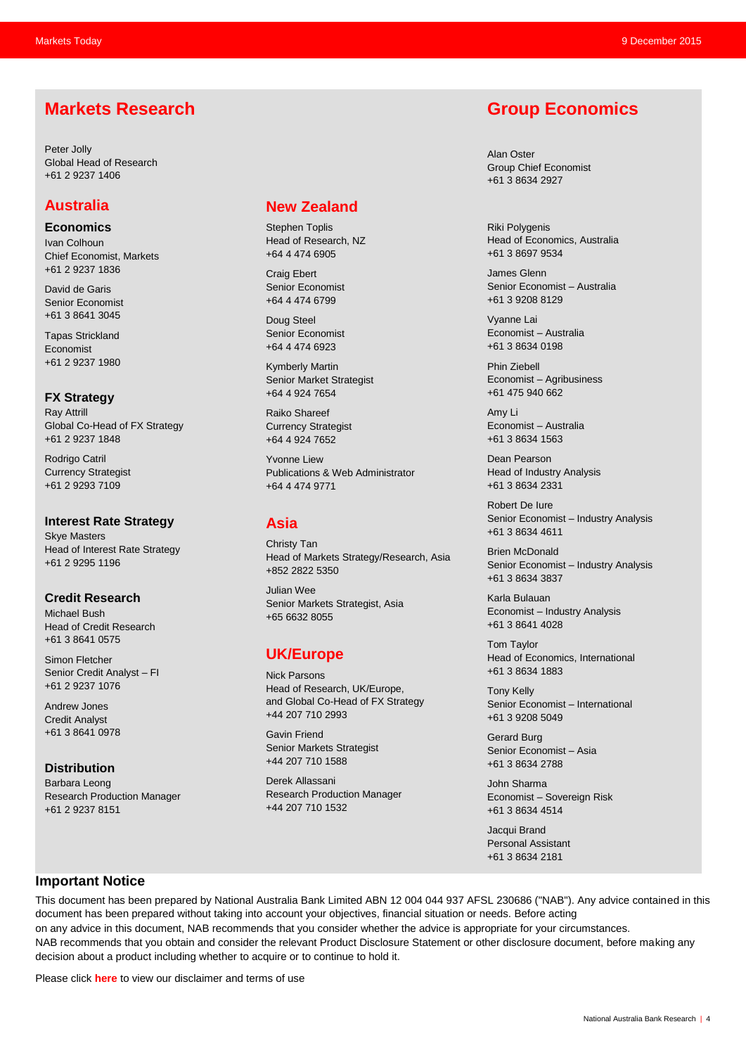## Markets Research

Peter Jolly
Global Head of Research
+61 2 9237 1406

### Australia

#### Economics

Ivan Colhoun
Chief Economist, Markets
+61 2 9237 1836

David de Garis
Senior Economist
+61 3 8641 3045

Tapas Strickland
Economist
+61 2 9237 1980

#### FX Strategy

Ray Attrill
Global Co-Head of FX Strategy
+61 2 9237 1848

Rodrigo Catril
Currency Strategist
+61 2 9293 7109

#### Interest Rate Strategy

Skye Masters
Head of Interest Rate Strategy
+61 2 9295 1196

#### Credit Research

Michael Bush
Head of Credit Research
+61 3 8641 0575

Simon Fletcher
Senior Credit Analyst – FI
+61 2 9237 1076

Andrew Jones
Credit Analyst
+61 3 8641 0978

#### Distribution

Barbara Leong
Research Production Manager
+61 2 9237 8151

### New Zealand

Stephen Toplis
Head of Research, NZ
+64 4 474 6905

Craig Ebert
Senior Economist
+64 4 474 6799

Doug Steel
Senior Economist
+64 4 474 6923

Kymberly Martin
Senior Market Strategist
+64 4 924 7654

Raiko Shareef
Currency Strategist
+64 4 924 7652

Yvonne Liew
Publications & Web Administrator
+64 4 474 9771

### Asia

Christy Tan
Head of Markets Strategy/Research, Asia
+852 2822 5350

Julian Wee
Senior Markets Strategist, Asia
+65 6632 8055

### UK/Europe

Nick Parsons
Head of Research, UK/Europe,
and Global Co-Head of FX Strategy
+44 207 710 2993

Gavin Friend
Senior Markets Strategist
+44 207 710 1588

Derek Allassani
Research Production Manager
+44 207 710 1532

## Group Economics

Alan Oster
Group Chief Economist
+61 3 8634 2927

Riki Polygenis
Head of Economics, Australia
+61 3 8697 9534

James Glenn
Senior Economist – Australia
+61 3 9208 8129

Vyanne Lai
Economist – Australia
+61 3 8634 0198

Phin Ziebell
Economist – Agribusiness
+61 475 940 662

Amy Li
Economist – Australia
+61 3 8634 1563

Dean Pearson
Head of Industry Analysis
+61 3 8634 2331

Robert De Iure
Senior Economist – Industry Analysis
+61 3 8634 4611

Brien McDonald
Senior Economist – Industry Analysis
+61 3 8634 3837

Karla Bulauan
Economist – Industry Analysis
+61 3 8641 4028

Tom Taylor
Head of Economics, International
+61 3 8634 1883

Tony Kelly
Senior Economist – International
+61 3 9208 5049

Gerard Burg
Senior Economist – Asia
+61 3 8634 2788

John Sharma
Economist – Sovereign Risk
+61 3 8634 4514

Jacqui Brand
Personal Assistant
+61 3 8634 2181

## Important Notice

This document has been prepared by National Australia Bank Limited ABN 12 004 044 937 AFSL 230686 ("NAB"). Any advice contained in this document has been prepared without taking into account your objectives, financial situation or needs. Before acting on any advice in this document, NAB recommends that you consider whether the advice is appropriate for your circumstances. NAB recommends that you obtain and consider the relevant Product Disclosure Statement or other disclosure document, before making any decision about a product including whether to acquire or to continue to hold it.

Please click **here** to view our disclaimer and terms of use